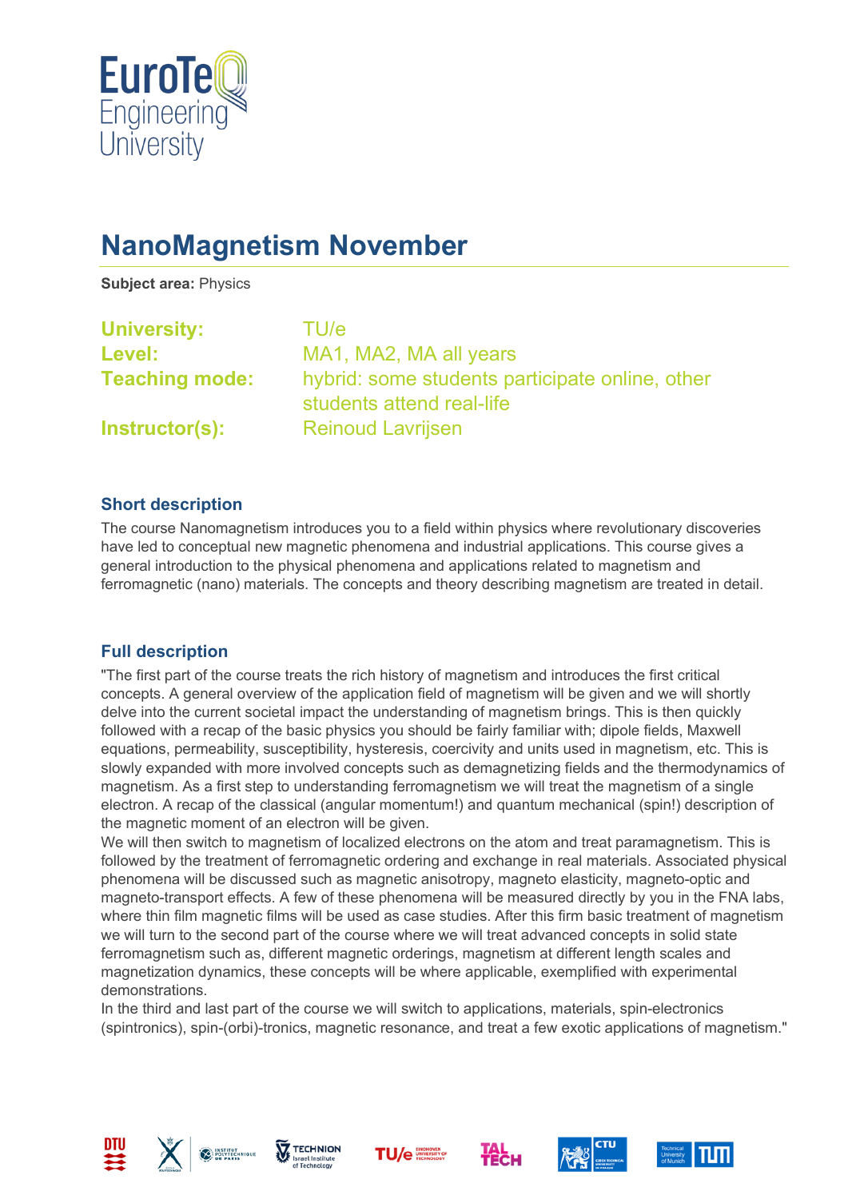# NanoMagnetism November

**Subject area:** Physics

**University:** TU/e
**Level:** MA1, MA2, MA all years
**Teaching mode:** hybrid: some students participate online, other students attend real-life
**Instructor(s):** Reinoud Lavrijsen

## Short description

The course Nanomagnetism introduces you to a field within physics where revolutionary discoveries have led to conceptual new magnetic phenomena and industrial applications. This course gives a general introduction to the physical phenomena and applications related to magnetism and ferromagnetic (nano) materials. The concepts and theory describing magnetism are treated in detail.

## Full description

"The first part of the course treats the rich history of magnetism and introduces the first critical concepts. A general overview of the application field of magnetism will be given and we will shortly delve into the current societal impact the understanding of magnetism brings. This is then quickly followed with a recap of the basic physics you should be fairly familiar with; dipole fields, Maxwell equations, permeability, susceptibility, hysteresis, coercivity and units used in magnetism, etc. This is slowly expanded with more involved concepts such as demagnetizing fields and the thermodynamics of magnetism. As a first step to understanding ferromagnetism we will treat the magnetism of a single electron. A recap of the classical (angular momentum!) and quantum mechanical (spin!) description of the magnetic moment of an electron will be given.
We will then switch to magnetism of localized electrons on the atom and treat paramagnetism. This is followed by the treatment of ferromagnetic ordering and exchange in real materials. Associated physical phenomena will be discussed such as magnetic anisotropy, magneto elasticity, magneto-optic and magneto-transport effects. A few of these phenomena will be measured directly by you in the FNA labs, where thin film magnetic films will be used as case studies. After this firm basic treatment of magnetism we will turn to the second part of the course where we will treat advanced concepts in solid state ferromagnetism such as, different magnetic orderings, magnetism at different length scales and magnetization dynamics, these concepts will be where applicable, exemplified with experimental demonstrations.
In the third and last part of the course we will switch to applications, materials, spin-electronics (spintronics), spin-(orbi)-tronics, magnetic resonance, and treat a few exotic applications of magnetism."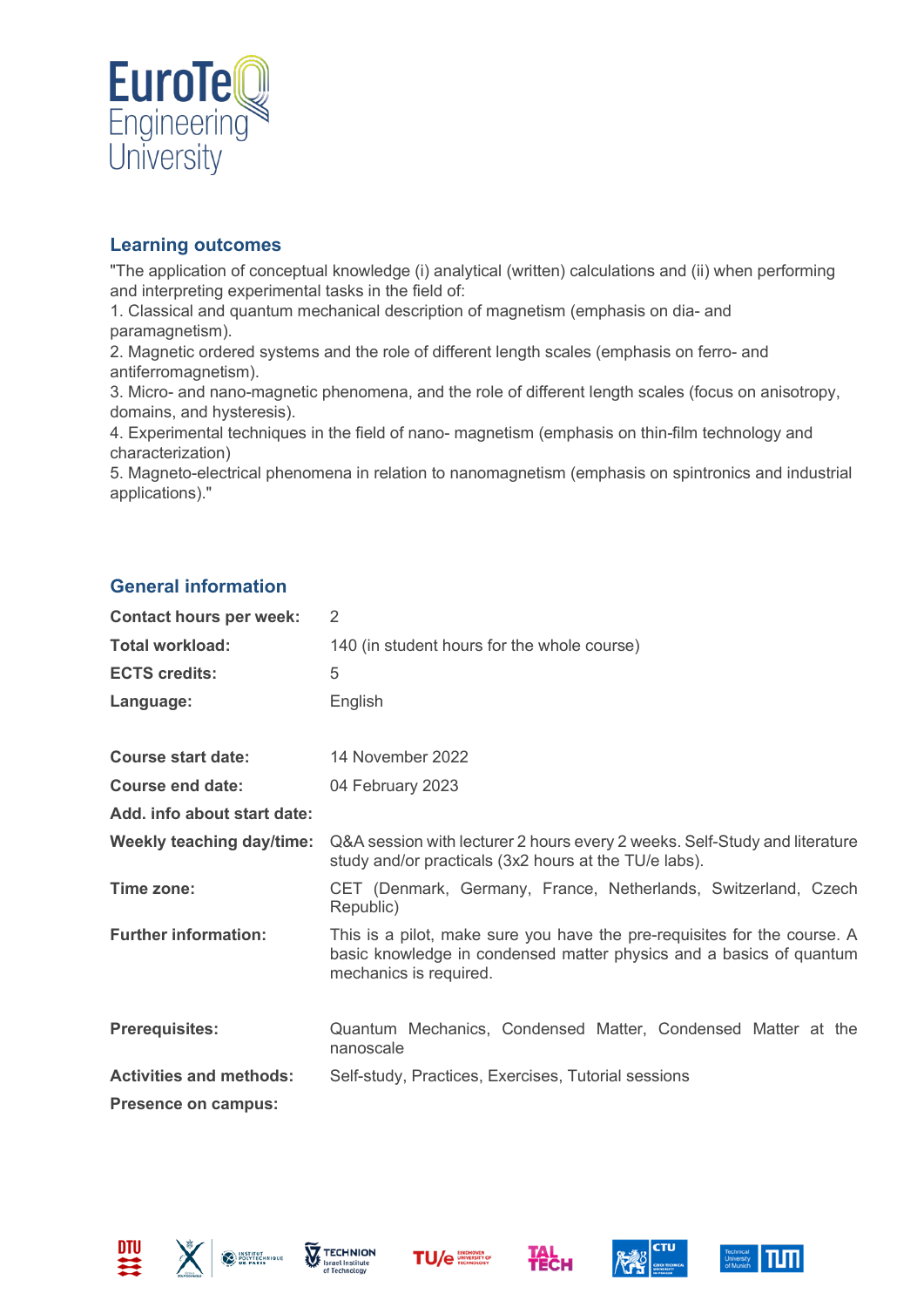## Learning outcomes

"The application of conceptual knowledge (i) analytical (written) calculations and (ii) when performing and interpreting experimental tasks in the field of:

1. Classical and quantum mechanical description of magnetism (emphasis on dia- and paramagnetism).
2. Magnetic ordered systems and the role of different length scales (emphasis on ferro- and antiferromagnetism).
3. Micro- and nano-magnetic phenomena, and the role of different length scales (focus on anisotropy, domains, and hysteresis).
4. Experimental techniques in the field of nano- magnetism (emphasis on thin-film technology and characterization)
5. Magneto-electrical phenomena in relation to nanomagnetism (emphasis on spintronics and industrial applications)."

## General information

| | |
|---|---|
| **Contact hours per week:** | 2 |
| **Total workload:** | 140 (in student hours for the whole course) |
| **ECTS credits:** | 5 |
| **Language:** | English |
| **Course start date:** | 14 November 2022 |
| **Course end date:** | 04 February 2023 |
| **Add. info about start date:** | |
| **Weekly teaching day/time:** | Q&A session with lecturer 2 hours every 2 weeks. Self-Study and literature study and/or practicals (3x2 hours at the TU/e labs). |
| **Time zone:** | CET (Denmark, Germany, France, Netherlands, Switzerland, Czech Republic) |
| **Further information:** | This is a pilot, make sure you have the pre-requisites for the course. A basic knowledge in condensed matter physics and a basics of quantum mechanics is required. |
| **Prerequisites:** | Quantum Mechanics, Condensed Matter, Condensed Matter at the nanoscale |
| **Activities and methods:** | Self-study, Practices, Exercises, Tutorial sessions |
| **Presence on campus:** | |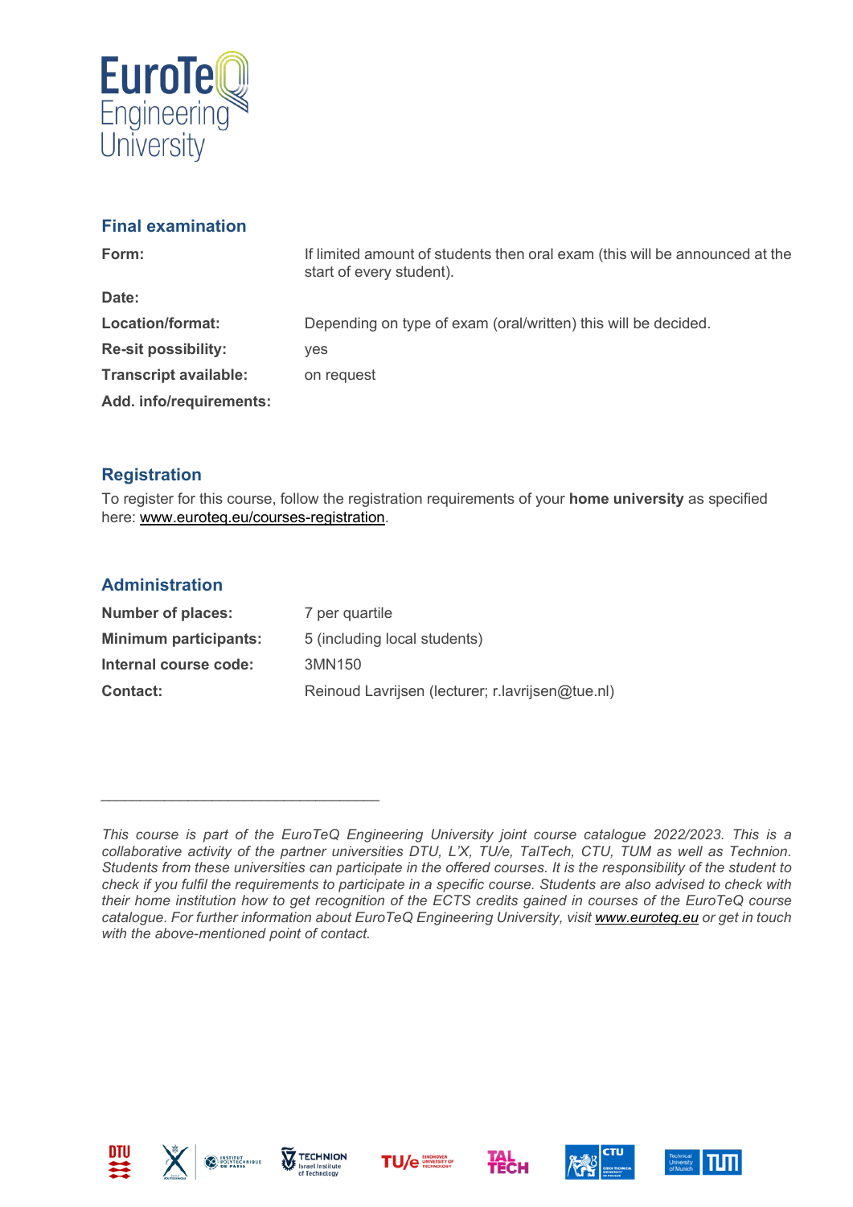## Final examination

| | |
|---|---|
| **Form:** | If limited amount of students then oral exam (this will be announced at the start of every student). |
| **Date:** | |
| **Location/format:** | Depending on type of exam (oral/written) this will be decided. |
| **Re-sit possibility:** | yes |
| **Transcript available:** | on request |
| **Add. info/requirements:** | |

## Registration

To register for this course, follow the registration requirements of your **home university** as specified here: www.euroteq.eu/courses-registration.

## Administration

| | |
|---|---|
| **Number of places:** | 7 per quartile |
| **Minimum participants:** | 5 (including local students) |
| **Internal course code:** | 3MN150 |
| **Contact:** | Reinoud Lavrijsen (lecturer; r.lavrijsen@tue.nl) |

---

*This course is part of the EuroTeQ Engineering University joint course catalogue 2022/2023. This is a collaborative activity of the partner universities DTU, L'X, TU/e, TalTech, CTU, TUM as well as Technion. Students from these universities can participate in the offered courses. It is the responsibility of the student to check if you fulfil the requirements to participate in a specific course. Students are also advised to check with their home institution how to get recognition of the ECTS credits gained in courses of the EuroTeQ course catalogue. For further information about EuroTeQ Engineering University, visit www.euroteq.eu or get in touch with the above-mentioned point of contact.*